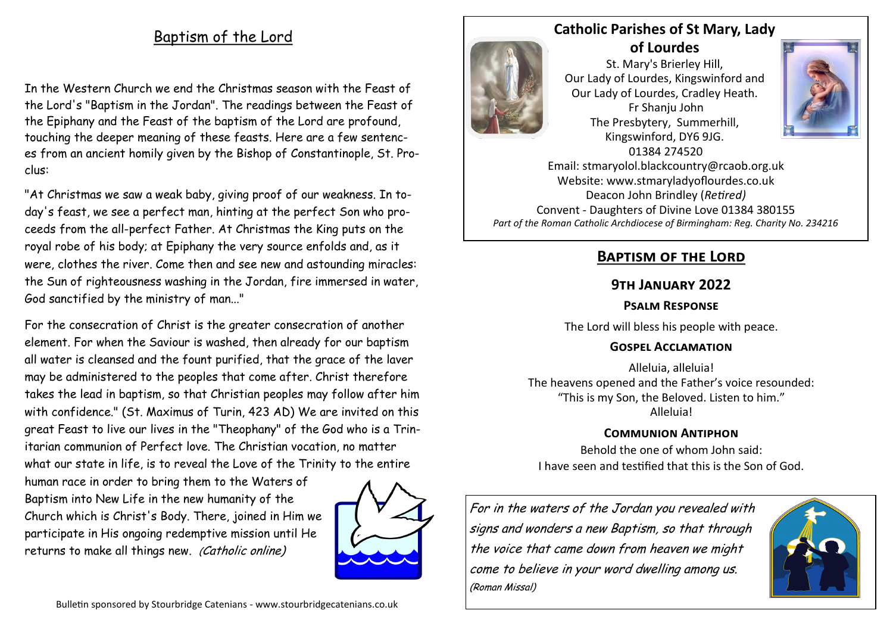## Baptism of the Lord

In the Western Church we end the Christmas season with the Feast of the Lord's "Baptism in the Jordan". The readings between the Feast of the Epiphany and the Feast of the baptism of the Lord are profound, touching the deeper meaning of these feasts. Here are a few sentences from an ancient homily given by the Bishop of Constantinople, St. Proclus:

"At Christmas we saw a weak baby, giving proof of our weakness. In today's feast, we see a perfect man, hinting at the perfect Son who proceeds from the all-perfect Father. At Christmas the King puts on the royal robe of his body; at Epiphany the very source enfolds and, as it were, clothes the river. Come then and see new and astounding miracles: the Sun of righteousness washing in the Jordan, fire immersed in water, God sanctified by the ministry of man..."

For the consecration of Christ is the greater consecration of another element. For when the Saviour is washed, then already for our baptism all water is cleansed and the fount purified, that the grace of the laver may be administered to the peoples that come after. Christ therefore takes the lead in baptism, so that Christian peoples may follow after him with confidence." (St. Maximus of Turin, 423 AD) We are invited on this great Feast to live our lives in the "Theophany" of the God who is a Trinitarian communion of Perfect love. The Christian vocation, no matter what our state in life, is to reveal the Love of the Trinity to the entire human race in order to bring them to the Waters of Baptism into New Life in the new humanity of the Church which is Christ's Body. There, joined in Him we participate in His ongoing redemptive mission until He returns to make all things new. *(Catholic online)*

Bulletin sponsored by Stourbridge Catenians - www.stourbridgecatenians.co.uk

## Catholic Parishes of St Mary, Lady of Lourdes

St. Mary's Brierley Hill,
Our Lady of Lourdes, Kingswinford and
Our Lady of Lourdes, Cradley Heath.
Fr Shanju John
The Presbytery, Summerhill,
Kingswinford, DY6 9JG.
01384 274520
Email: stmaryolol.blackcountry@rcaob.org.uk
Website: www.stmaryladyoflourdes.co.uk
Deacon John Brindley (*Retired)*
Convent - Daughters of Divine Love 01384 380155
*Part of the Roman Catholic Archdiocese of Birmingham: Reg. Charity No. 234216*

## Baptism of the Lord

### 9th January 2022

**Psalm Response**

The Lord will bless his people with peace.

**Gospel Acclamation**

Alleluia, alleluia!
The heavens opened and the Father's voice resounded:
"This is my Son, the Beloved. Listen to him."
Alleluia!

**Communion Antiphon**

Behold the one of whom John said:
I have seen and testified that this is the Son of God.

*For in the waters of the Jordan you revealed with signs and wonders a new Baptism, so that through the voice that came down from heaven we might come to believe in your word dwelling among us. (Roman Missal)*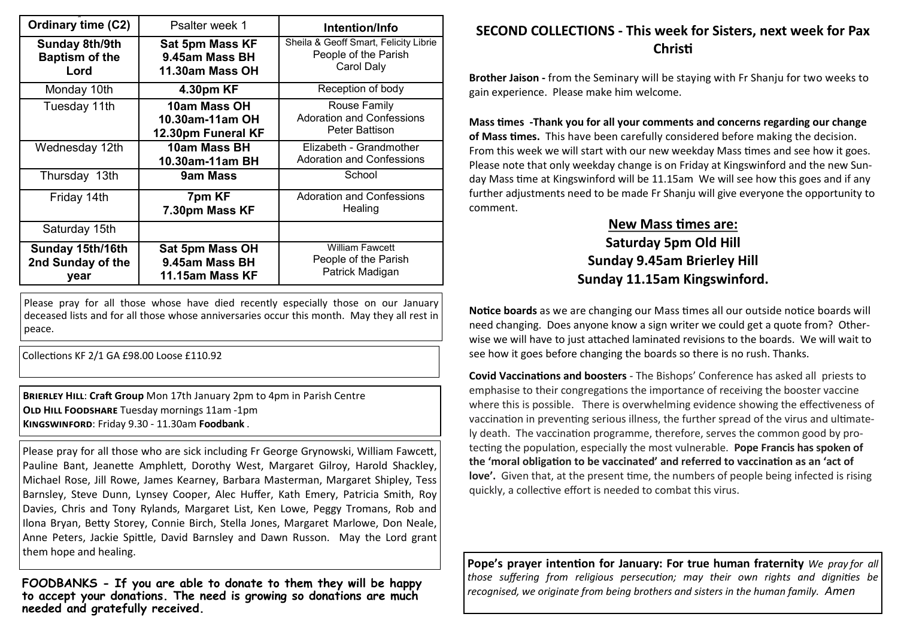| Ordinary time (C2) | Psalter week 1 | Intention/Info |
|---|---|---|
| **Sunday 8th/9th Baptism of the Lord** | **Sat 5pm Mass KF**<br>**9.45am Mass BH**<br>**11.30am Mass OH** | Sheila & Geoff Smart, Felicity Librie<br>People of the Parish<br>Carol Daly |
| Monday 10th | **4.30pm KF** | Reception of body |
| Tuesday 11th | **10am Mass OH**<br>**10.30am-11am OH**<br>**12.30pm Funeral KF** | Rouse Family<br>Adoration and Confessions<br>Peter Battison |
| Wednesday 12th | **10am Mass BH**<br>**10.30am-11am BH** | Elizabeth - Grandmother<br>Adoration and Confessions |
| Thursday 13th | **9am Mass** | School |
| Friday 14th | **7pm KF**<br>**7.30pm Mass KF** | Adoration and Confessions<br>Healing |
| Saturday 15th | | |
| **Sunday 15th/16th 2nd Sunday of the year** | **Sat 5pm Mass OH**<br>**9.45am Mass BH**<br>**11.15am Mass KF** | William Fawcett<br>People of the Parish<br>Patrick Madigan |

Please pray for all those whose have died recently especially those on our January deceased lists and for all those whose anniversaries occur this month. May they all rest in peace.

Collections KF 2/1 GA £98.00 Loose £110.92

**Brierley Hill**: **Craft Group** Mon 17th January 2pm to 4pm in Parish Centre
**Old Hill Foodshare** Tuesday mornings 11am -1pm
**Kingswinford**: Friday 9.30 - 11.30am **Foodbank** .

Please pray for all those who are sick including Fr George Grynowski, William Fawcett, Pauline Bant, Jeanette Amphlett, Dorothy West, Margaret Gilroy, Harold Shackley, Michael Rose, Jill Rowe, James Kearney, Barbara Masterman, Margaret Shipley, Tess Barnsley, Steve Dunn, Lynsey Cooper, Alec Huffer, Kath Emery, Patricia Smith, Roy Davies, Chris and Tony Rylands, Margaret List, Ken Lowe, Peggy Tromans, Rob and Ilona Bryan, Betty Storey, Connie Birch, Stella Jones, Margaret Marlowe, Don Neale, Anne Peters, Jackie Spittle, David Barnsley and Dawn Russon. May the Lord grant them hope and healing.

**FOODBANKS - If you are able to donate to them they will be happy to accept your donations. The need is growing so donations are much needed and gratefully received.**

## SECOND COLLECTIONS - This week for Sisters, next week for Pax Christi

**Brother Jaison -** from the Seminary will be staying with Fr Shanju for two weeks to gain experience. Please make him welcome.

**Mass times -Thank you for all your comments and concerns regarding our change of Mass times.** This have been carefully considered before making the decision. From this week we will start with our new weekday Mass times and see how it goes. Please note that only weekday change is on Friday at Kingswinford and the new Sunday Mass time at Kingswinford will be 11.15am We will see how this goes and if any further adjustments need to be made Fr Shanju will give everyone the opportunity to comment.

### New Mass times are:
**Saturday 5pm Old Hill**
**Sunday 9.45am Brierley Hill**
**Sunday 11.15am Kingswinford.**

**Notice boards** as we are changing our Mass times all our outside notice boards will need changing. Does anyone know a sign writer we could get a quote from? Otherwise we will have to just attached laminated revisions to the boards. We will wait to see how it goes before changing the boards so there is no rush. Thanks.

**Covid Vaccinations and boosters** - The Bishops' Conference has asked all priests to emphasise to their congregations the importance of receiving the booster vaccine where this is possible. There is overwhelming evidence showing the effectiveness of vaccination in preventing serious illness, the further spread of the virus and ultimately death. The vaccination programme, therefore, serves the common good by protecting the population, especially the most vulnerable. **Pope Francis has spoken of the 'moral obligation to be vaccinated' and referred to vaccination as an 'act of love'.** Given that, at the present time, the numbers of people being infected is rising quickly, a collective effort is needed to combat this virus.

**Pope's prayer intention for January: For true human fraternity** *We pray for all those suffering from religious persecution; may their own rights and dignities be recognised, we originate from being brothers and sisters in the human family. Amen*